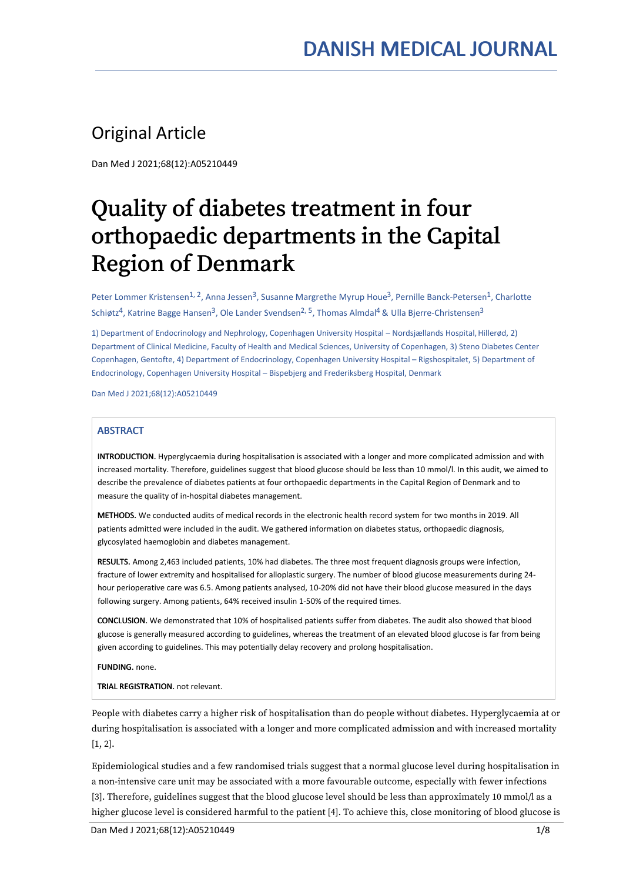DANISH MEDICAL JOURNAL

Original Article

Dan Med J 2021;68(12):A05210449

# Quality of diabetes treatment in four orthopaedic departments in the Capital Region of Denmark

Peter Lommer Kristensen[1, 2], Anna Jessen[3], Susanne Margrethe Myrup Houe[3], Pernille Banck-Petersen[1], Charlotte Schiøtz[4], Katrine Bagge Hansen[3], Ole Lander Svendsen[2, 5], Thomas Almdal[4] & Ulla Bjerre-Christensen[3]

1) Department of Endocrinology and Nephrology, Copenhagen University Hospital – Nordsjællands Hospital, Hillerød, 2) Department of Clinical Medicine, Faculty of Health and Medical Sciences, University of Copenhagen, 3) Steno Diabetes Center Copenhagen, Gentofte, 4) Department of Endocrinology, Copenhagen University Hospital – Rigshospitalet, 5) Department of Endocrinology, Copenhagen University Hospital – Bispebjerg and Frederiksberg Hospital, Denmark

Dan Med J 2021;68(12):A05210449

## ABSTRACT

**INTRODUCTION.** Hyperglycaemia during hospitalisation is associated with a longer and more complicated admission and with increased mortality. Therefore, guidelines suggest that blood glucose should be less than 10 mmol/l. In this audit, we aimed to describe the prevalence of diabetes patients at four orthopaedic departments in the Capital Region of Denmark and to measure the quality of in-hospital diabetes management.

**METHODS.** We conducted audits of medical records in the electronic health record system for two months in 2019. All patients admitted were included in the audit. We gathered information on diabetes status, orthopaedic diagnosis, glycosylated haemoglobin and diabetes management.

**RESULTS.** Among 2,463 included patients, 10% had diabetes. The three most frequent diagnosis groups were infection, fracture of lower extremity and hospitalised for alloplastic surgery. The number of blood glucose measurements during 24-hour perioperative care was 6.5. Among patients analysed, 10-20% did not have their blood glucose measured in the days following surgery. Among patients, 64% received insulin 1-50% of the required times.

**CONCLUSION.** We demonstrated that 10% of hospitalised patients suffer from diabetes. The audit also showed that blood glucose is generally measured according to guidelines, whereas the treatment of an elevated blood glucose is far from being given according to guidelines. This may potentially delay recovery and prolong hospitalisation.

**FUNDING.** none.

**TRIAL REGISTRATION.** not relevant.

People with diabetes carry a higher risk of hospitalisation than do people without diabetes. Hyperglycaemia at or during hospitalisation is associated with a longer and more complicated admission and with increased mortality [1, 2].

Epidemiological studies and a few randomised trials suggest that a normal glucose level during hospitalisation in a non-intensive care unit may be associated with a more favourable outcome, especially with fewer infections [3]. Therefore, guidelines suggest that the blood glucose level should be less than approximately 10 mmol/l as a higher glucose level is considered harmful to the patient [4]. To achieve this, close monitoring of blood glucose is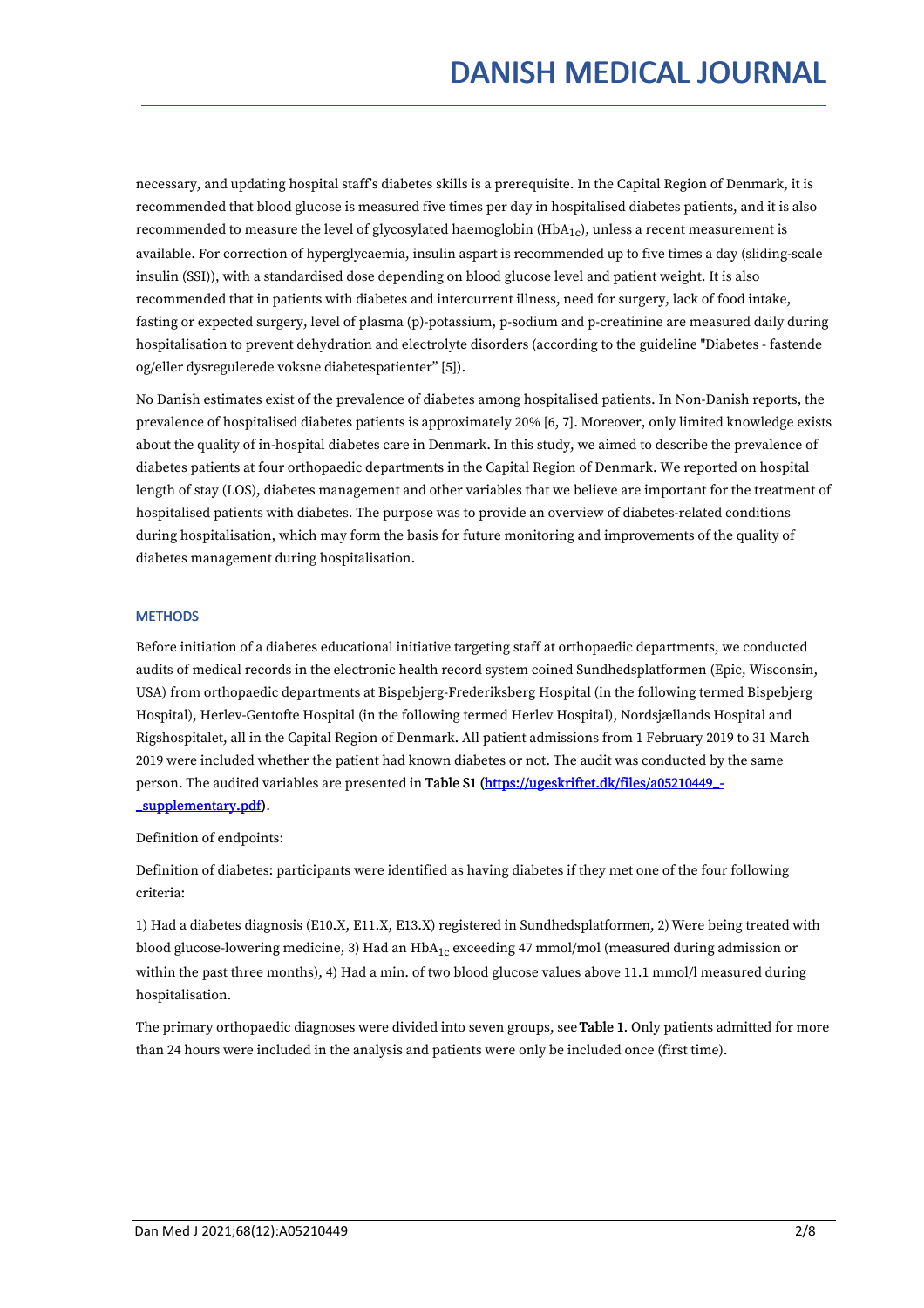necessary, and updating hospital staff's diabetes skills is a prerequisite. In the Capital Region of Denmark, it is recommended that blood glucose is measured five times per day in hospitalised diabetes patients, and it is also recommended to measure the level of glycosylated haemoglobin ($HbA_{1c}$), unless a recent measurement is available. For correction of hyperglycaemia, insulin aspart is recommended up to five times a day (sliding-scale insulin (SSI)), with a standardised dose depending on blood glucose level and patient weight. It is also recommended that in patients with diabetes and intercurrent illness, need for surgery, lack of food intake, fasting or expected surgery, level of plasma (p)-potassium, p-sodium and p-creatinine are measured daily during hospitalisation to prevent dehydration and electrolyte disorders (according to the guideline "Diabetes - fastende og/eller dysregulerede voksne diabetespatienter" [5]).

No Danish estimates exist of the prevalence of diabetes among hospitalised patients. In Non-Danish reports, the prevalence of hospitalised diabetes patients is approximately 20% [6, 7]. Moreover, only limited knowledge exists about the quality of in-hospital diabetes care in Denmark. In this study, we aimed to describe the prevalence of diabetes patients at four orthopaedic departments in the Capital Region of Denmark. We reported on hospital length of stay (LOS), diabetes management and other variables that we believe are important for the treatment of hospitalised patients with diabetes. The purpose was to provide an overview of diabetes-related conditions during hospitalisation, which may form the basis for future monitoring and improvements of the quality of diabetes management during hospitalisation.

## METHODS

Before initiation of a diabetes educational initiative targeting staff at orthopaedic departments, we conducted audits of medical records in the electronic health record system coined Sundhedsplatformen (Epic, Wisconsin, USA) from orthopaedic departments at Bispebjerg-Frederiksberg Hospital (in the following termed Bispebjerg Hospital), Herlev-Gentofte Hospital (in the following termed Herlev Hospital), Nordsjællands Hospital and Rigshospitalet, all in the Capital Region of Denmark. All patient admissions from 1 February 2019 to 31 March 2019 were included whether the patient had known diabetes or not. The audit was conducted by the same person. The audited variables are presented in **Table S1** ([https://ugeskriftet.dk/files/a05210449_-_supplementary.pdf](https://ugeskriftet.dk/files/a05210449_-_supplementary.pdf)).

Definition of endpoints:

Definition of diabetes: participants were identified as having diabetes if they met one of the four following criteria:

1) Had a diabetes diagnosis (E10.X, E11.X, E13.X) registered in Sundhedsplatformen, 2) Were being treated with blood glucose-lowering medicine, 3) Had an $HbA_{1c}$ exceeding 47 mmol/mol (measured during admission or within the past three months), 4) Had a min. of two blood glucose values above 11.1 mmol/l measured during hospitalisation.

The primary orthopaedic diagnoses were divided into seven groups, see **Table 1**. Only patients admitted for more than 24 hours were included in the analysis and patients were only be included once (first time).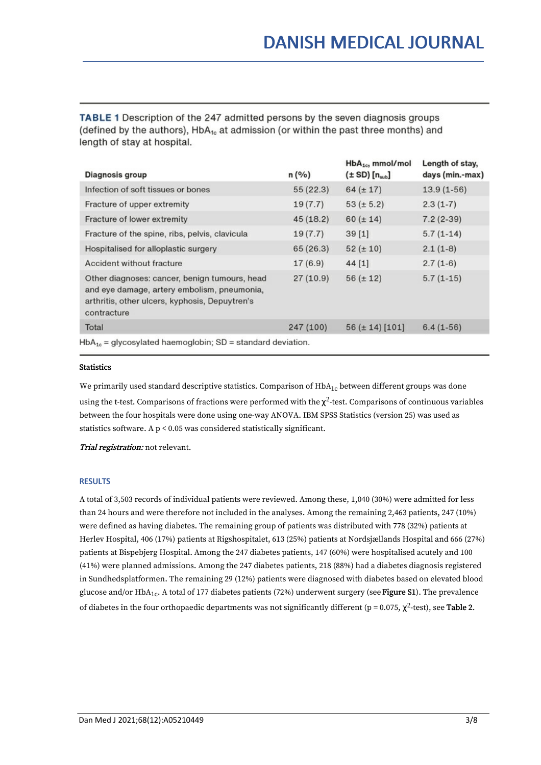**TABLE 1** Description of the 247 admitted persons by the seven diagnosis groups (defined by the authors), $HbA_{1c}$ at admission (or within the past three months) and length of stay at hospital.

| Diagnosis group | n (%) | $HbA_{1c}$, mmol/mol (± SD) [$n_{sub}$] | Length of stay, days (min.-max) |
|---|---|---|---|
| Infection of soft tissues or bones | 55 (22.3) | 64 (± 17) | 13.9 (1-56) |
| Fracture of upper extremity | 19 (7.7) | 53 (± 5.2) | 2.3 (1-7) |
| Fracture of lower extremity | 45 (18.2) | 60 (± 14) | 7.2 (2-39) |
| Fracture of the spine, ribs, pelvis, clavicula | 19 (7.7) | 39 [1] | 5.7 (1-14) |
| Hospitalised for alloplastic surgery | 65 (26.3) | 52 (± 10) | 2.1 (1-8) |
| Accident without fracture | 17 (6.9) | 44 [1] | 2.7 (1-6) |
| Other diagnoses: cancer, benign tumours, head and eye damage, artery embolism, pneumonia, arthritis, other ulcers, kyphosis, Depuytren's contracture | 27 (10.9) | 56 (± 12) | 5.7 (1-15) |
| Total | 247 (100) | 56 (± 14) [101] | 6.4 (1-56) |

$HbA_{1c}$ = glycosylated haemoglobin; SD = standard deviation.

**Statistics**

We primarily used standard descriptive statistics. Comparison of $HbA_{1c}$ between different groups was done using the t-test. Comparisons of fractions were performed with the $\chi^2$-test. Comparisons of continuous variables between the four hospitals were done using one-way ANOVA. IBM SPSS Statistics (version 25) was used as statistics software. A $p < 0.05$ was considered statistically significant.

***Trial registration:*** not relevant.

## RESULTS

A total of 3,503 records of individual patients were reviewed. Among these, 1,040 (30%) were admitted for less than 24 hours and were therefore not included in the analyses. Among the remaining 2,463 patients, 247 (10%) were defined as having diabetes. The remaining group of patients was distributed with 778 (32%) patients at Herlev Hospital, 406 (17%) patients at Rigshospitalet, 613 (25%) patients at Nordsjællands Hospital and 666 (27%) patients at Bispebjerg Hospital. Among the 247 diabetes patients, 147 (60%) were hospitalised acutely and 100 (41%) were planned admissions. Among the 247 diabetes patients, 218 (88%) had a diabetes diagnosis registered in Sundhedsplatformen. The remaining 29 (12%) patients were diagnosed with diabetes based on elevated blood glucose and/or $HbA_{1c}$. A total of 177 diabetes patients (72%) underwent surgery (see **Figure S1**). The prevalence of diabetes in the four orthopaedic departments was not significantly different ($p = 0.075$, $\chi^2$-test), see **Table 2**.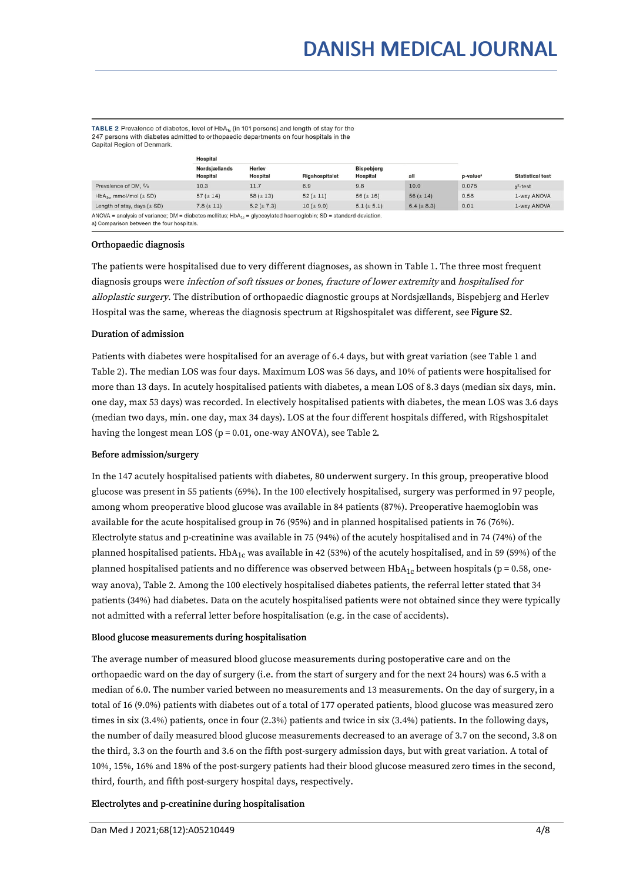**TABLE 2** Prevalence of diabetes, level of $HbA_{1c}$ (in 101 persons) and length of stay for the 247 persons with diabetes admitted to orthopaedic departments on four hospitals in the Capital Region of Denmark.

| | Hospital | | | | | | |
|---|---|---|---|---|---|---|---|
| | Nordsjællands Hospital | Herlev Hospital | Rigshospitalet | Bispebjerg Hospital | all | p-value[a] | Statistical test |
| Prevalence of DM, % | 10.3 | 11.7 | 6.9 | 9.8 | 10.0 | 0.075 | $\chi^2$-test |
| $HbA_{1c}$, mmol/mol (± SD) | 57 (± 14) | 58 (± 13) | 52 (± 11) | 56 (± 16) | 56 (± 14) | 0.58 | 1-way ANOVA |
| Length of stay, days (± SD) | 7.8 (± 11) | 5.2 (± 7.3) | 10 (± 9.0) | 5.1 (± 5.1) | 6.4 (± 8.3) | 0.01 | 1-way ANOVA |

ANOVA = analysis of variance; DM = diabetes mellitus; $HbA_{1c}$ = glycosylated haemoglobin; SD = standard deviation.
a) Comparison between the four hospitals.

#### Orthopaedic diagnosis

The patients were hospitalised due to very different diagnoses, as shown in Table 1. The three most frequent diagnosis groups were *infection of soft tissues or bones, fracture of lower extremity* and *hospitalised for alloplastic surgery*. The distribution of orthopaedic diagnostic groups at Nordsjællands, Bispebjerg and Herlev Hospital was the same, whereas the diagnosis spectrum at Rigshospitalet was different, see **Figure S2**.

#### Duration of admission

Patients with diabetes were hospitalised for an average of 6.4 days, but with great variation (see Table 1 and Table 2). The median LOS was four days. Maximum LOS was 56 days, and 10% of patients were hospitalised for more than 13 days. In acutely hospitalised patients with diabetes, a mean LOS of 8.3 days (median six days, min. one day, max 53 days) was recorded. In electively hospitalised patients with diabetes, the mean LOS was 3.6 days (median two days, min. one day, max 34 days). LOS at the four different hospitals differed, with Rigshospitalet having the longest mean LOS ($p = 0.01$, one-way ANOVA), see Table 2.

#### Before admission/surgery

In the 147 acutely hospitalised patients with diabetes, 80 underwent surgery. In this group, preoperative blood glucose was present in 55 patients (69%). In the 100 electively hospitalised, surgery was performed in 97 people, among whom preoperative blood glucose was available in 84 patients (87%). Preoperative haemoglobin was available for the acute hospitalised group in 76 (95%) and in planned hospitalised patients in 76 (76%). Electrolyte status and p-creatinine was available in 75 (94%) of the acutely hospitalised and in 74 (74%) of the planned hospitalised patients. $HbA_{1c}$ was available in 42 (53%) of the acutely hospitalised, and in 59 (59%) of the planned hospitalised patients and no difference was observed between $HbA_{1c}$ between hospitals ($p = 0.58$, one-way anova), Table 2. Among the 100 electively hospitalised diabetes patients, the referral letter stated that 34 patients (34%) had diabetes. Data on the acutely hospitalised patients were not obtained since they were typically not admitted with a referral letter before hospitalisation (e.g. in the case of accidents).

#### Blood glucose measurements during hospitalisation

The average number of measured blood glucose measurements during postoperative care and on the orthopaedic ward on the day of surgery (i.e. from the start of surgery and for the next 24 hours) was 6.5 with a median of 6.0. The number varied between no measurements and 13 measurements. On the day of surgery, in a total of 16 (9.0%) patients with diabetes out of a total of 177 operated patients, blood glucose was measured zero times in six (3.4%) patients, once in four (2.3%) patients and twice in six (3.4%) patients. In the following days, the number of daily measured blood glucose measurements decreased to an average of 3.7 on the second, 3.8 on the third, 3.3 on the fourth and 3.6 on the fifth post-surgery admission days, but with great variation. A total of 10%, 15%, 16% and 18% of the post-surgery patients had their blood glucose measured zero times in the second, third, fourth, and fifth post-surgery hospital days, respectively.

#### Electrolytes and p-creatinine during hospitalisation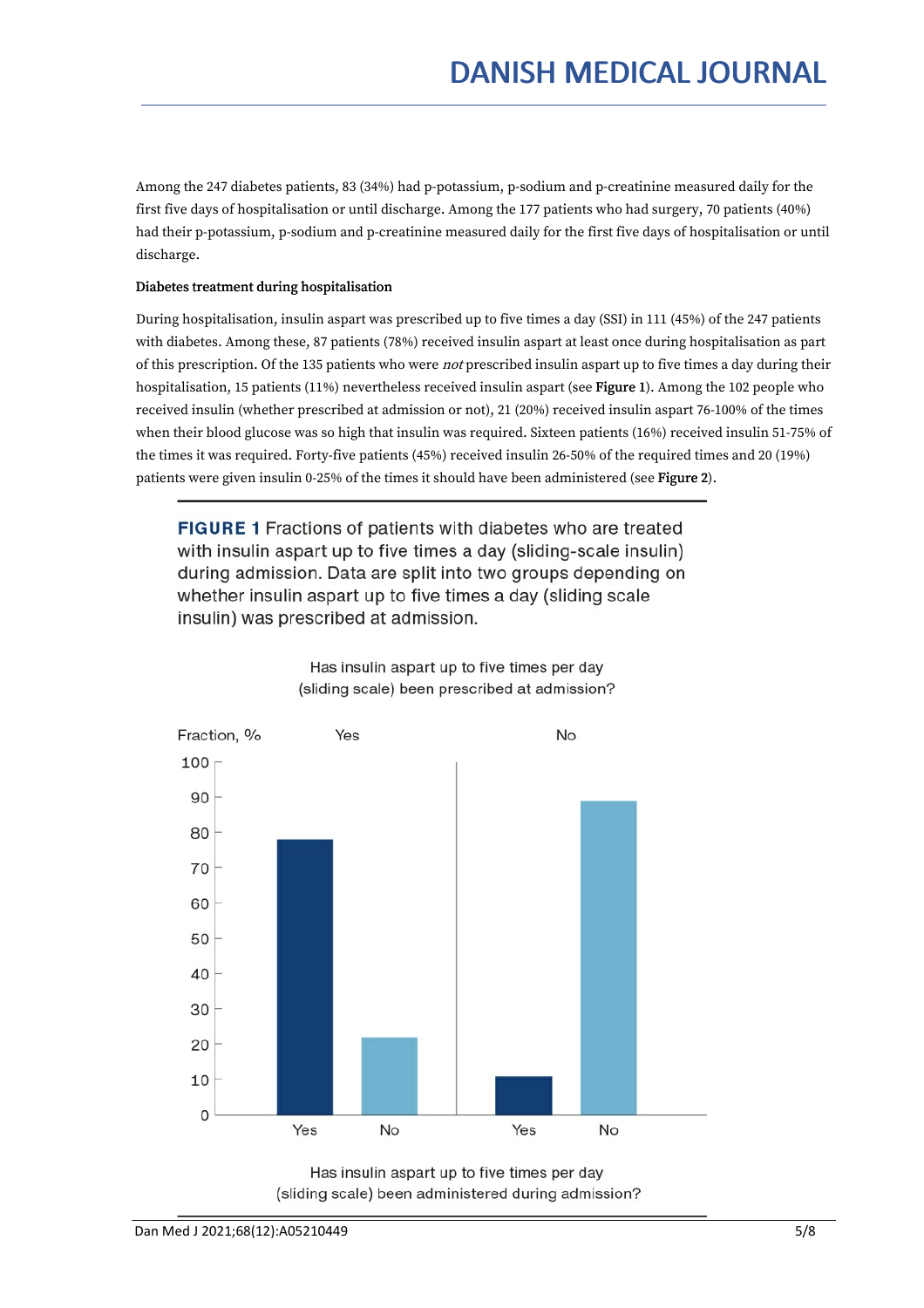Among the 247 diabetes patients, 83 (34%) had p-potassium, p-sodium and p-creatinine measured daily for the first five days of hospitalisation or until discharge. Among the 177 patients who had surgery, 70 patients (40%) had their p-potassium, p-sodium and p-creatinine measured daily for the first five days of hospitalisation or until discharge.

**Diabetes treatment during hospitalisation**

During hospitalisation, insulin aspart was prescribed up to five times a day (SSI) in 111 (45%) of the 247 patients with diabetes. Among these, 87 patients (78%) received insulin aspart at least once during hospitalisation as part of this prescription. Of the 135 patients who were *not* prescribed insulin aspart up to five times a day during their hospitalisation, 15 patients (11%) nevertheless received insulin aspart (see **Figure 1**). Among the 102 people who received insulin (whether prescribed at admission or not), 21 (20%) received insulin aspart 76-100% of the times when their blood glucose was so high that insulin was required. Sixteen patients (16%) received insulin 51-75% of the times it was required. Forty-five patients (45%) received insulin 26-50% of the required times and 20 (19%) patients were given insulin 0-25% of the times it should have been administered (see **Figure 2**).

**FIGURE 1** Fractions of patients with diabetes who are treated with insulin aspart up to five times a day (sliding-scale insulin) during admission. Data are split into two groups depending on whether insulin aspart up to five times a day (sliding scale insulin) was prescribed at admission.

Has insulin aspart up to five times per day (sliding scale) been prescribed at admission?

Fraction, %

Yes | No

Has insulin aspart up to five times per day (sliding scale) been administered during admission?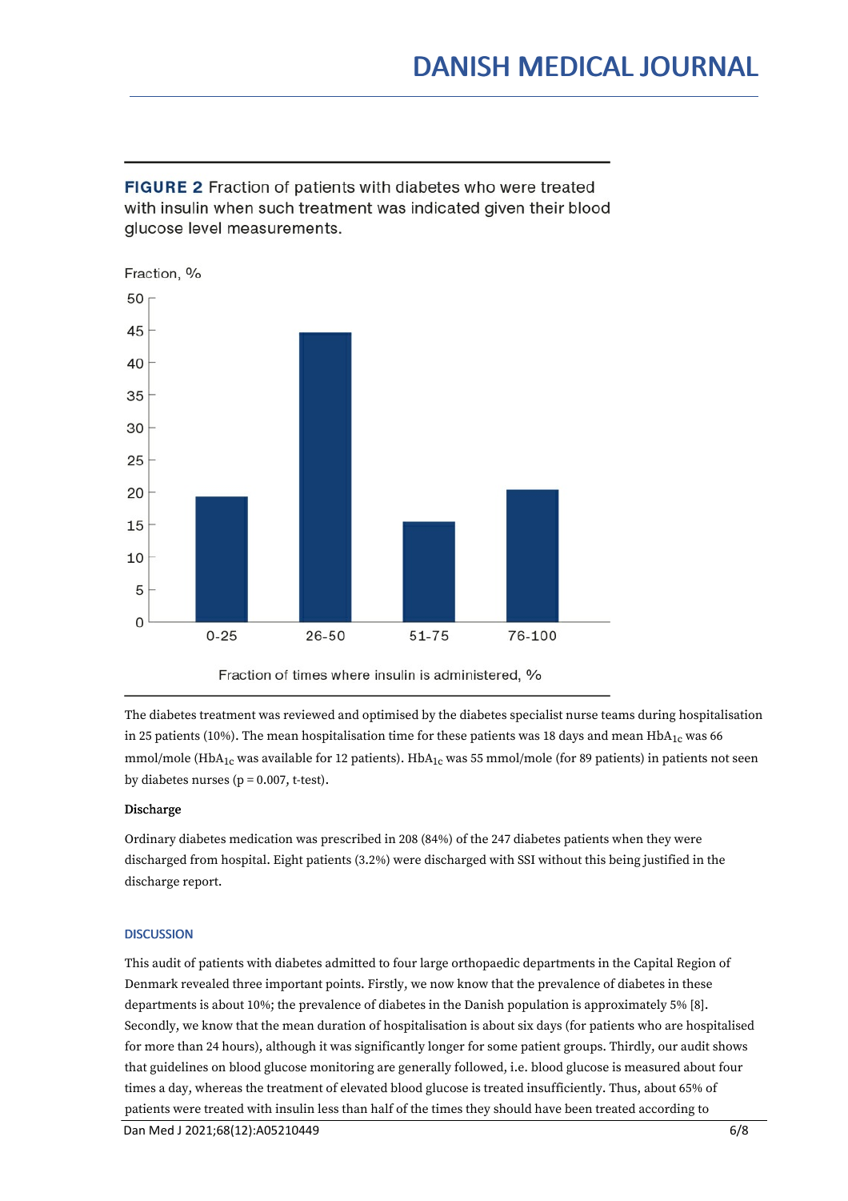**FIGURE 2** Fraction of patients with diabetes who were treated with insulin when such treatment was indicated given their blood glucose level measurements.

The diabetes treatment was reviewed and optimised by the diabetes specialist nurse teams during hospitalisation in 25 patients (10%). The mean hospitalisation time for these patients was 18 days and mean $HbA_{1c}$ was 66 mmol/mole ($HbA_{1c}$ was available for 12 patients). $HbA_{1c}$ was 55 mmol/mole (for 89 patients) in patients not seen by diabetes nurses ($p = 0.007$, t-test).

**Discharge**

Ordinary diabetes medication was prescribed in 208 (84%) of the 247 diabetes patients when they were discharged from hospital. Eight patients (3.2%) were discharged with SSI without this being justified in the discharge report.

## DISCUSSION

This audit of patients with diabetes admitted to four large orthopaedic departments in the Capital Region of Denmark revealed three important points. Firstly, we now know that the prevalence of diabetes in these departments is about 10%; the prevalence of diabetes in the Danish population is approximately 5% [8]. Secondly, we know that the mean duration of hospitalisation is about six days (for patients who are hospitalised for more than 24 hours), although it was significantly longer for some patient groups. Thirdly, our audit shows that guidelines on blood glucose monitoring are generally followed, i.e. blood glucose is measured about four times a day, whereas the treatment of elevated blood glucose is treated insufficiently. Thus, about 65% of patients were treated with insulin less than half of the times they should have been treated according to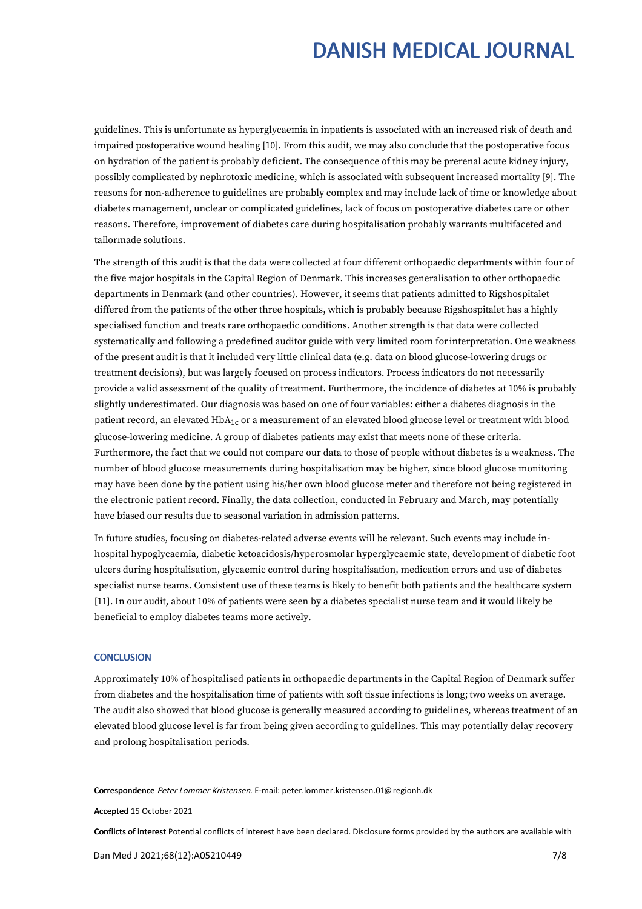guidelines. This is unfortunate as hyperglycaemia in inpatients is associated with an increased risk of death and impaired postoperative wound healing [10]. From this audit, we may also conclude that the postoperative focus on hydration of the patient is probably deficient. The consequence of this may be prerenal acute kidney injury, possibly complicated by nephrotoxic medicine, which is associated with subsequent increased mortality [9]. The reasons for non-adherence to guidelines are probably complex and may include lack of time or knowledge about diabetes management, unclear or complicated guidelines, lack of focus on postoperative diabetes care or other reasons. Therefore, improvement of diabetes care during hospitalisation probably warrants multifaceted and tailormade solutions.

The strength of this audit is that the data were collected at four different orthopaedic departments within four of the five major hospitals in the Capital Region of Denmark. This increases generalisation to other orthopaedic departments in Denmark (and other countries). However, it seems that patients admitted to Rigshospitalet differed from the patients of the other three hospitals, which is probably because Rigshospitalet has a highly specialised function and treats rare orthopaedic conditions. Another strength is that data were collected systematically and following a predefined auditor guide with very limited room for interpretation. One weakness of the present audit is that it included very little clinical data (e.g. data on blood glucose-lowering drugs or treatment decisions), but was largely focused on process indicators. Process indicators do not necessarily provide a valid assessment of the quality of treatment. Furthermore, the incidence of diabetes at 10% is probably slightly underestimated. Our diagnosis was based on one of four variables: either a diabetes diagnosis in the patient record, an elevated $HbA_{1c}$ or a measurement of an elevated blood glucose level or treatment with blood glucose-lowering medicine. A group of diabetes patients may exist that meets none of these criteria. Furthermore, the fact that we could not compare our data to those of people without diabetes is a weakness. The number of blood glucose measurements during hospitalisation may be higher, since blood glucose monitoring may have been done by the patient using his/her own blood glucose meter and therefore not being registered in the electronic patient record. Finally, the data collection, conducted in February and March, may potentially have biased our results due to seasonal variation in admission patterns.

In future studies, focusing on diabetes-related adverse events will be relevant. Such events may include in-hospital hypoglycaemia, diabetic ketoacidosis/hyperosmolar hyperglycaemic state, development of diabetic foot ulcers during hospitalisation, glycaemic control during hospitalisation, medication errors and use of diabetes specialist nurse teams. Consistent use of these teams is likely to benefit both patients and the healthcare system [11]. In our audit, about 10% of patients were seen by a diabetes specialist nurse team and it would likely be beneficial to employ diabetes teams more actively.

## CONCLUSION

Approximately 10% of hospitalised patients in orthopaedic departments in the Capital Region of Denmark suffer from diabetes and the hospitalisation time of patients with soft tissue infections is long; two weeks on average. The audit also showed that blood glucose is generally measured according to guidelines, whereas treatment of an elevated blood glucose level is far from being given according to guidelines. This may potentially delay recovery and prolong hospitalisation periods.

**Correspondence** *Peter Lommer Kristensen*. E-mail: peter.lommer.kristensen.01@regionh.dk

**Accepted** 15 October 2021

**Conflicts of interest** Potential conflicts of interest have been declared. Disclosure forms provided by the authors are available with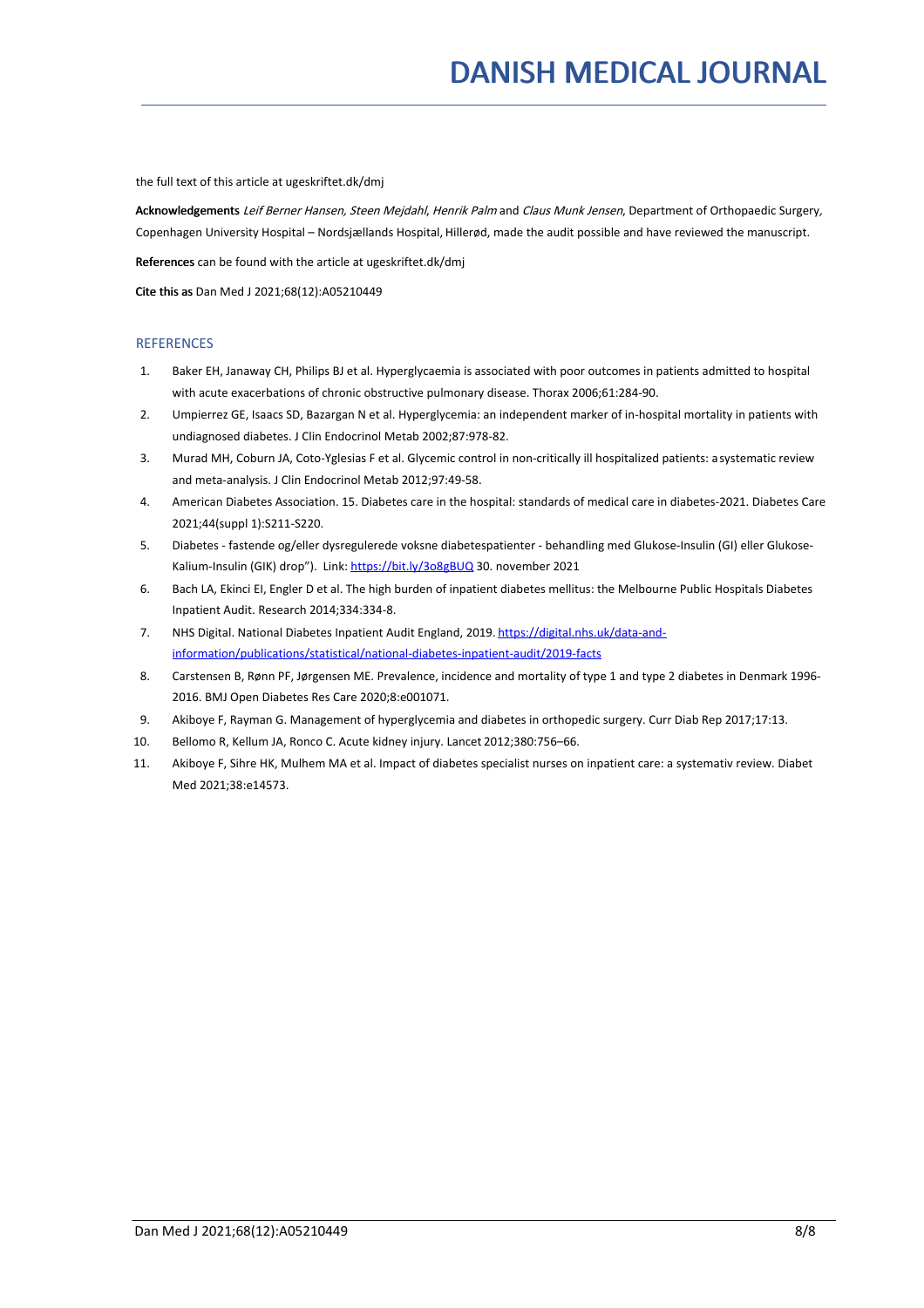the full text of this article at ugeskriftet.dk/dmj

**Acknowledgements** *Leif Berner Hansen, Steen Mejdahl, Henrik Palm* and *Claus Munk Jensen*, Department of Orthopaedic Surgery, Copenhagen University Hospital – Nordsjællands Hospital, Hillerød, made the audit possible and have reviewed the manuscript.

**References** can be found with the article at ugeskriftet.dk/dmj

**Cite this as** Dan Med J 2021;68(12):A05210449

## REFERENCES

1. Baker EH, Janaway CH, Philips BJ et al. Hyperglycaemia is associated with poor outcomes in patients admitted to hospital with acute exacerbations of chronic obstructive pulmonary disease. Thorax 2006;61:284-90.
2. Umpierrez GE, Isaacs SD, Bazargan N et al. Hyperglycemia: an independent marker of in-hospital mortality in patients with undiagnosed diabetes. J Clin Endocrinol Metab 2002;87:978-82.
3. Murad MH, Coburn JA, Coto-Yglesias F et al. Glycemic control in non-critically ill hospitalized patients: a systematic review and meta-analysis. J Clin Endocrinol Metab 2012;97:49-58.
4. American Diabetes Association. 15. Diabetes care in the hospital: standards of medical care in diabetes-2021. Diabetes Care 2021;44(suppl 1):S211-S220.
5. Diabetes - fastende og/eller dysregulerede voksne diabetespatienter - behandling med Glukose-Insulin (GI) eller Glukose-Kalium-Insulin (GIK) drop"). Link: https://bit.ly/3o8gBUQ 30. november 2021
6. Bach LA, Ekinci EI, Engler D et al. The high burden of inpatient diabetes mellitus: the Melbourne Public Hospitals Diabetes Inpatient Audit. Research 2014;334:334-8.
7. NHS Digital. National Diabetes Inpatient Audit England, 2019. https://digital.nhs.uk/data-and-information/publications/statistical/national-diabetes-inpatient-audit/2019-facts
8. Carstensen B, Rønn PF, Jørgensen ME. Prevalence, incidence and mortality of type 1 and type 2 diabetes in Denmark 1996-2016. BMJ Open Diabetes Res Care 2020;8:e001071.
9. Akiboye F, Rayman G. Management of hyperglycemia and diabetes in orthopedic surgery. Curr Diab Rep 2017;17:13.
10. Bellomo R, Kellum JA, Ronco C. Acute kidney injury. Lancet 2012;380:756–66.
11. Akiboye F, Sihre HK, Mulhem MA et al. Impact of diabetes specialist nurses on inpatient care: a systemativ review. Diabet Med 2021;38:e14573.